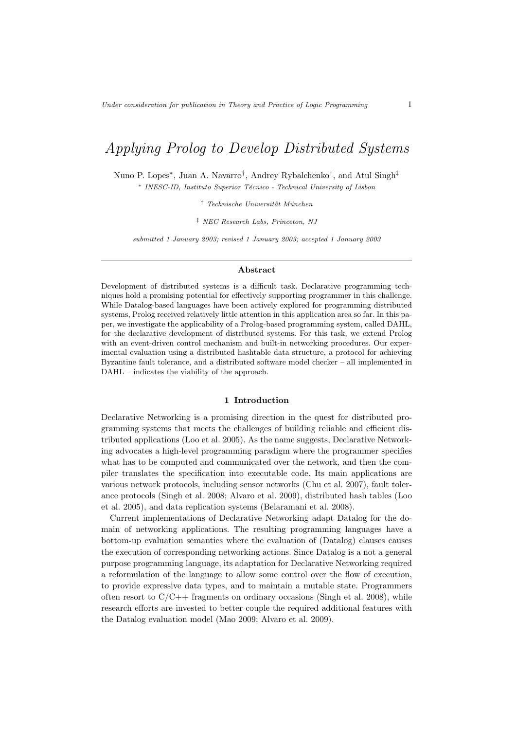# *Applying Prolog to Develop Distributed Systems*

Nuno P. Lopes[*], Juan A. Navarro[†], Andrey Rybalchenko[†], and Atul Singh[‡]

[*] *INESC-ID, Instituto Superior Técnico - Technical University of Lisbon*

[†] *Technische Universität München*

[‡] *NEC Research Labs, Princeton, NJ*

*submitted 1 January 2003; revised 1 January 2003; accepted 1 January 2003*

---

## Abstract

Development of distributed systems is a difficult task. Declarative programming techniques hold a promising potential for effectively supporting programmer in this challenge. While Datalog-based languages have been actively explored for programming distributed systems, Prolog received relatively little attention in this application area so far. In this paper, we investigate the applicability of a Prolog-based programming system, called DAHL, for the declarative development of distributed systems. For this task, we extend Prolog with an event-driven control mechanism and built-in networking procedures. Our experimental evaluation using a distributed hashtable data structure, a protocol for achieving Byzantine fault tolerance, and a distributed software model checker – all implemented in DAHL – indicates the viability of the approach.

## 1 Introduction

Declarative Networking is a promising direction in the quest for distributed programming systems that meets the challenges of building reliable and efficient distributed applications (Loo et al. 2005). As the name suggests, Declarative Networking advocates a high-level programming paradigm where the programmer specifies what has to be computed and communicated over the network, and then the compiler translates the specification into executable code. Its main applications are various network protocols, including sensor networks (Chu et al. 2007), fault tolerance protocols (Singh et al. 2008; Alvaro et al. 2009), distributed hash tables (Loo et al. 2005), and data replication systems (Belaramani et al. 2008).

Current implementations of Declarative Networking adapt Datalog for the domain of networking applications. The resulting programming languages have a bottom-up evaluation semantics where the evaluation of (Datalog) clauses causes the execution of corresponding networking actions. Since Datalog is a not a general purpose programming language, its adaptation for Declarative Networking required a reformulation of the language to allow some control over the flow of execution, to provide expressive data types, and to maintain a mutable state. Programmers often resort to C/C++ fragments on ordinary occasions (Singh et al. 2008), while research efforts are invested to better couple the required additional features with the Datalog evaluation model (Mao 2009; Alvaro et al. 2009).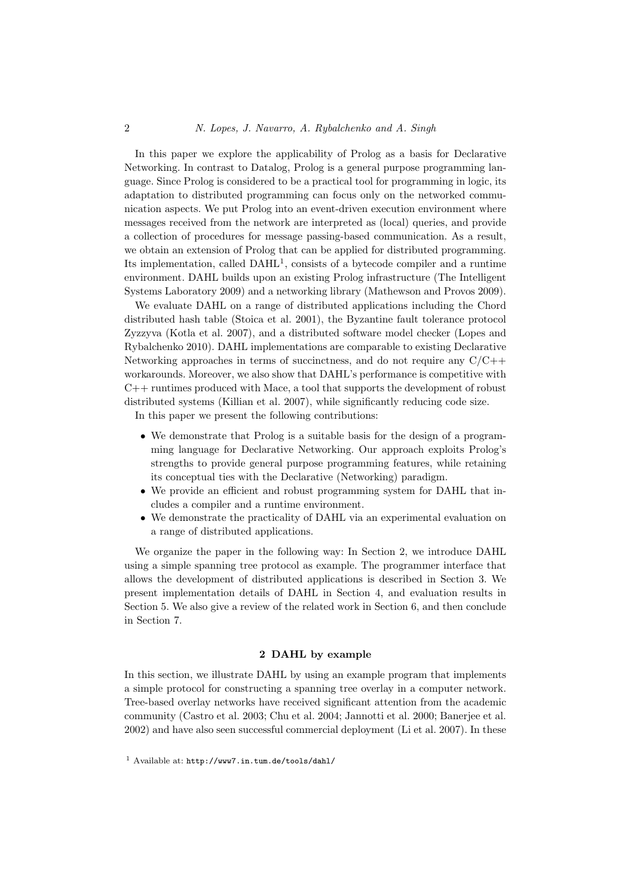In this paper we explore the applicability of Prolog as a basis for Declarative Networking. In contrast to Datalog, Prolog is a general purpose programming language. Since Prolog is considered to be a practical tool for programming in logic, its adaptation to distributed programming can focus only on the networked communication aspects. We put Prolog into an event-driven execution environment where messages received from the network are interpreted as (local) queries, and provide a collection of procedures for message passing-based communication. As a result, we obtain an extension of Prolog that can be applied for distributed programming. Its implementation, called DAHL[1], consists of a bytecode compiler and a runtime environment. DAHL builds upon an existing Prolog infrastructure (The Intelligent Systems Laboratory 2009) and a networking library (Mathewson and Provos 2009).

We evaluate DAHL on a range of distributed applications including the Chord distributed hash table (Stoica et al. 2001), the Byzantine fault tolerance protocol Zyzzyva (Kotla et al. 2007), and a distributed software model checker (Lopes and Rybalchenko 2010). DAHL implementations are comparable to existing Declarative Networking approaches in terms of succinctness, and do not require any C/C++ workarounds. Moreover, we also show that DAHL's performance is competitive with C++ runtimes produced with Mace, a tool that supports the development of robust distributed systems (Killian et al. 2007), while significantly reducing code size.

In this paper we present the following contributions:

- We demonstrate that Prolog is a suitable basis for the design of a programming language for Declarative Networking. Our approach exploits Prolog's strengths to provide general purpose programming features, while retaining its conceptual ties with the Declarative (Networking) paradigm.
- We provide an efficient and robust programming system for DAHL that includes a compiler and a runtime environment.
- We demonstrate the practicality of DAHL via an experimental evaluation on a range of distributed applications.

We organize the paper in the following way: In Section 2, we introduce DAHL using a simple spanning tree protocol as example. The programmer interface that allows the development of distributed applications is described in Section 3. We present implementation details of DAHL in Section 4, and evaluation results in Section 5. We also give a review of the related work in Section 6, and then conclude in Section 7.

## 2 DAHL by example

In this section, we illustrate DAHL by using an example program that implements a simple protocol for constructing a spanning tree overlay in a computer network. Tree-based overlay networks have received significant attention from the academic community (Castro et al. 2003; Chu et al. 2004; Jannotti et al. 2000; Banerjee et al. 2002) and have also seen successful commercial deployment (Li et al. 2007). In these

[1] Available at: http://www7.in.tum.de/tools/dahl/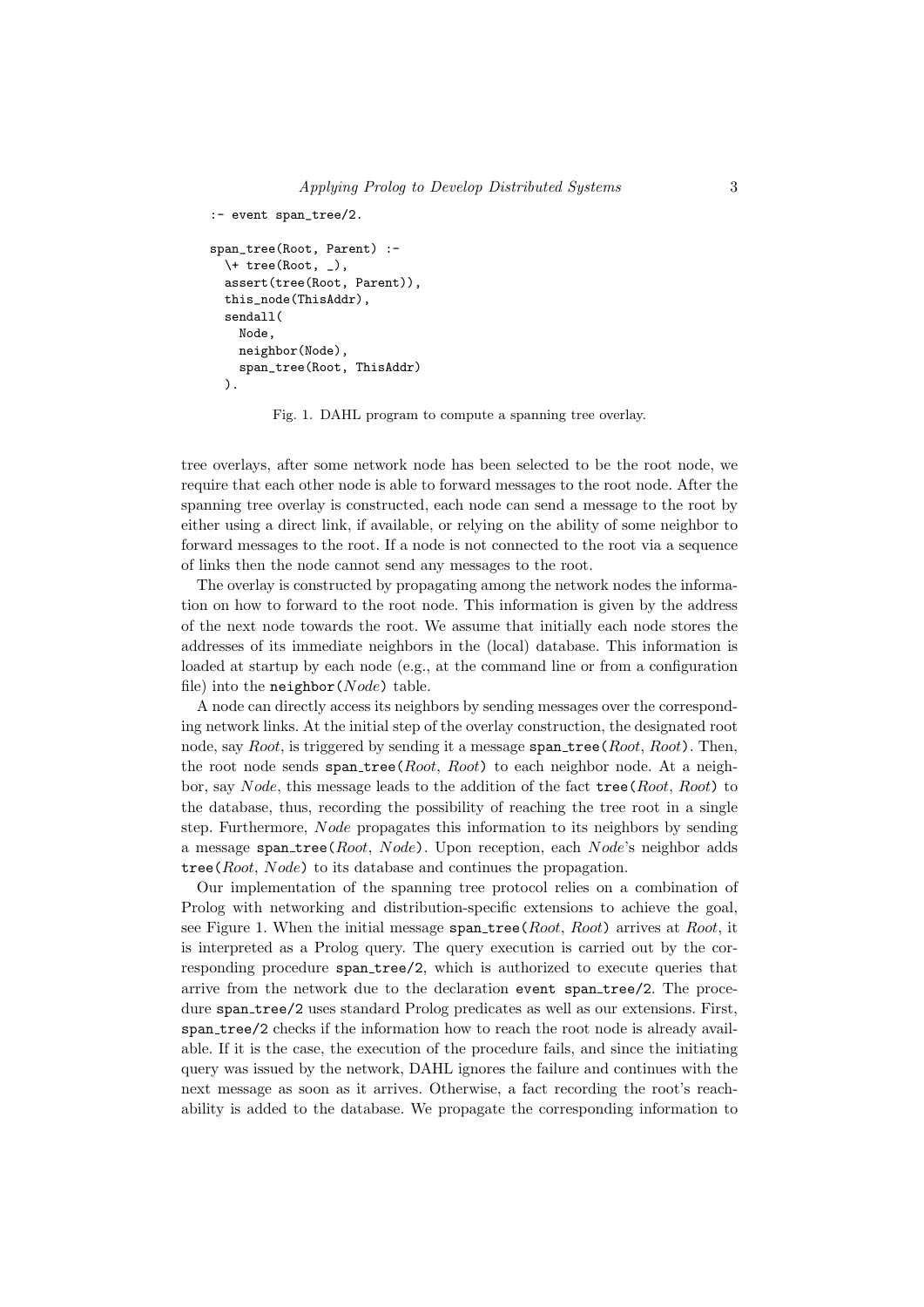```
:- event span_tree/2.

span_tree(Root, Parent) :-
  \+ tree(Root, _),
  assert(tree(Root, Parent)),
  this_node(ThisAddr),
  sendall(
    Node,
    neighbor(Node),
    span_tree(Root, ThisAddr)
  ).
```

Fig. 1. DAHL program to compute a spanning tree overlay.

tree overlays, after some network node has been selected to be the root node, we require that each other node is able to forward messages to the root node. After the spanning tree overlay is constructed, each node can send a message to the root by either using a direct link, if available, or relying on the ability of some neighbor to forward messages to the root. If a node is not connected to the root via a sequence of links then the node cannot send any messages to the root.

The overlay is constructed by propagating among the network nodes the information on how to forward to the root node. This information is given by the address of the next node towards the root. We assume that initially each node stores the addresses of its immediate neighbors in the (local) database. This information is loaded at startup by each node (e.g., at the command line or from a configuration file) into the `neighbor(`*Node*`)` table.

A node can directly access its neighbors by sending messages over the corresponding network links. At the initial step of the overlay construction, the designated root node, say *Root*, is triggered by sending it a message `span_tree(`*Root*, *Root*`)`. Then, the root node sends `span_tree(`*Root*, *Root*`)` to each neighbor node. At a neighbor, say *Node*, this message leads to the addition of the fact `tree(`*Root*, *Root*`)` to the database, thus, recording the possibility of reaching the tree root in a single step. Furthermore, *Node* propagates this information to its neighbors by sending a message `span_tree(`*Root*, *Node*`)`. Upon reception, each *Node*'s neighbor adds `tree(`*Root*, *Node*`)` to its database and continues the propagation.

Our implementation of the spanning tree protocol relies on a combination of Prolog with networking and distribution-specific extensions to achieve the goal, see Figure 1. When the initial message `span_tree(`*Root*, *Root*`)` arrives at *Root*, it is interpreted as a Prolog query. The query execution is carried out by the corresponding procedure `span_tree/2`, which is authorized to execute queries that arrive from the network due to the declaration `event span_tree/2`. The procedure `span_tree/2` uses standard Prolog predicates as well as our extensions. First, `span_tree/2` checks if the information how to reach the root node is already available. If it is the case, the execution of the procedure fails, and since the initiating query was issued by the network, DAHL ignores the failure and continues with the next message as soon as it arrives. Otherwise, a fact recording the root's reachability is added to the database. We propagate the corresponding information to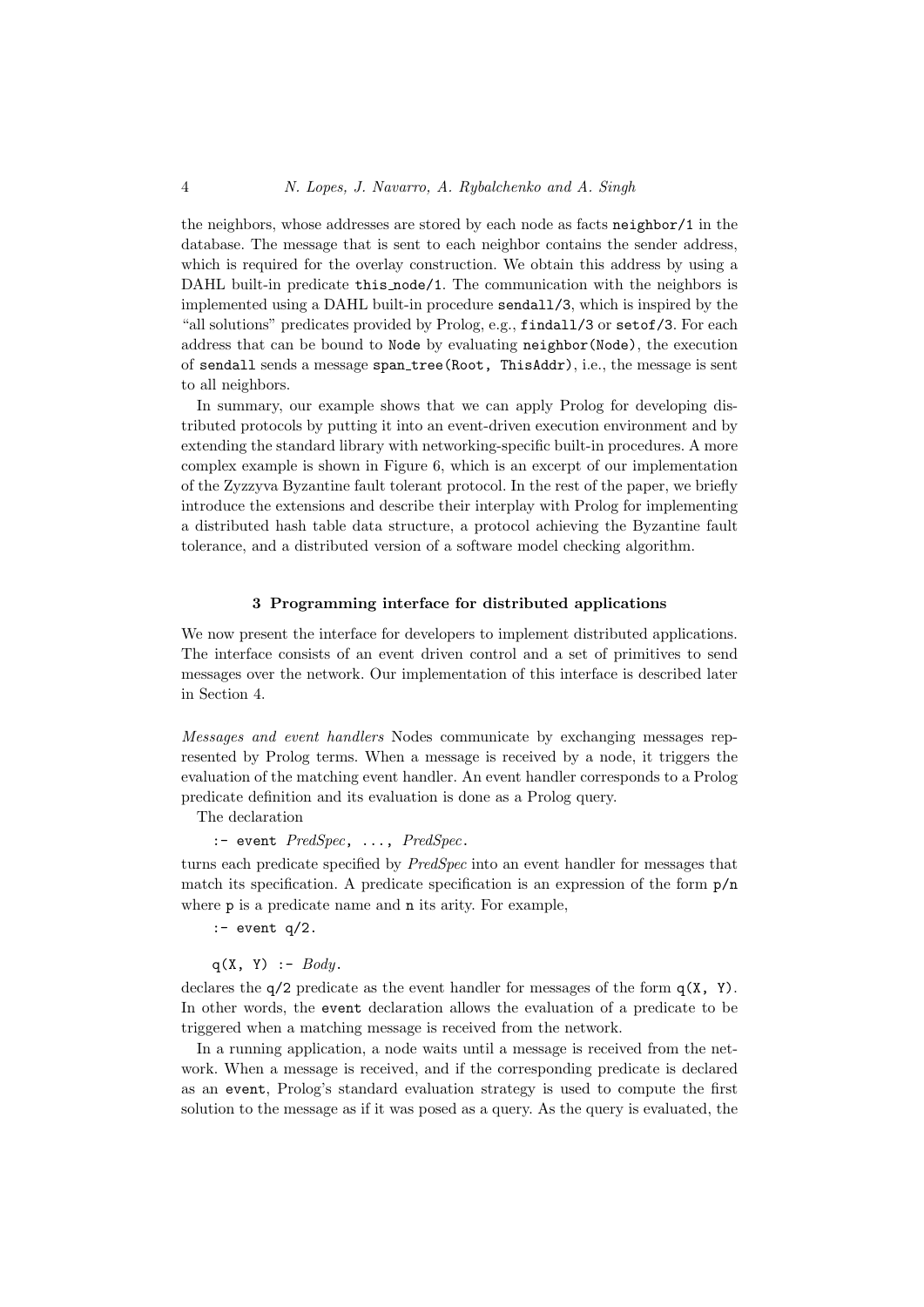the neighbors, whose addresses are stored by each node as facts `neighbor/1` in the database. The message that is sent to each neighbor contains the sender address, which is required for the overlay construction. We obtain this address by using a DAHL built-in predicate `this_node/1`. The communication with the neighbors is implemented using a DAHL built-in procedure `sendall/3`, which is inspired by the "all solutions" predicates provided by Prolog, e.g., `findall/3` or `setof/3`. For each address that can be bound to `Node` by evaluating `neighbor(Node)`, the execution of `sendall` sends a message `span_tree(Root, ThisAddr)`, i.e., the message is sent to all neighbors.

In summary, our example shows that we can apply Prolog for developing distributed protocols by putting it into an event-driven execution environment and by extending the standard library with networking-specific built-in procedures. A more complex example is shown in Figure 6, which is an excerpt of our implementation of the Zyzzyva Byzantine fault tolerant protocol. In the rest of the paper, we briefly introduce the extensions and describe their interplay with Prolog for implementing a distributed hash table data structure, a protocol achieving the Byzantine fault tolerance, and a distributed version of a software model checking algorithm.

## 3 Programming interface for distributed applications

We now present the interface for developers to implement distributed applications. The interface consists of an event driven control and a set of primitives to send messages over the network. Our implementation of this interface is described later in Section 4.

*Messages and event handlers* Nodes communicate by exchanging messages represented by Prolog terms. When a message is received by a node, it triggers the evaluation of the matching event handler. An event handler corresponds to a Prolog predicate definition and its evaluation is done as a Prolog query.

The declaration

```
:- event PredSpec, ..., PredSpec.
```

turns each predicate specified by *PredSpec* into an event handler for messages that match its specification. A predicate specification is an expression of the form `p/n` where `p` is a predicate name and `n` its arity. For example,

```
:- event q/2.

q(X, Y) :- Body.
```

declares the `q/2` predicate as the event handler for messages of the form `q(X, Y)`. In other words, the `event` declaration allows the evaluation of a predicate to be triggered when a matching message is received from the network.

In a running application, a node waits until a message is received from the network. When a message is received, and if the corresponding predicate is declared as an `event`, Prolog's standard evaluation strategy is used to compute the first solution to the message as if it was posed as a query. As the query is evaluated, the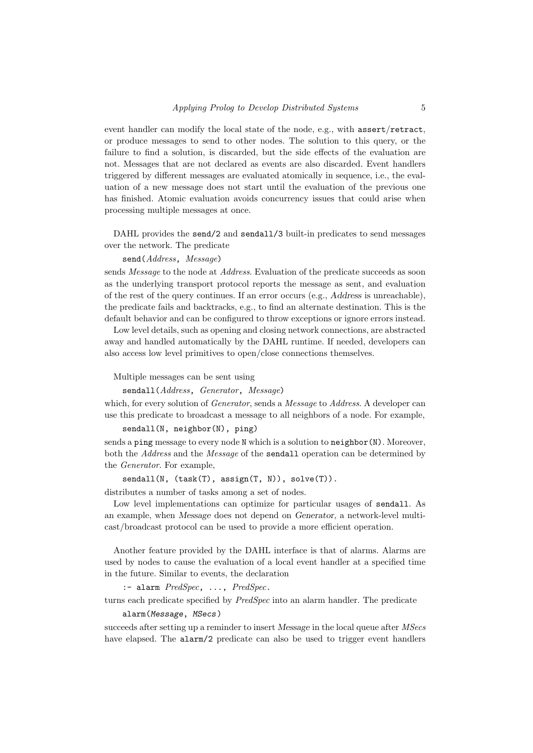event handler can modify the local state of the node, e.g., with `assert`/`retract`, or produce messages to send to other nodes. The solution to this query, or the failure to find a solution, is discarded, but the side effects of the evaluation are not. Messages that are not declared as events are also discarded. Event handlers triggered by different messages are evaluated atomically in sequence, i.e., the evaluation of a new message does not start until the evaluation of the previous one has finished. Atomic evaluation avoids concurrency issues that could arise when processing multiple messages at once.

DAHL provides the `send/2` and `sendall/3` built-in predicates to send messages over the network. The predicate

```
send(Address, Message)
```

sends *Message* to the node at *Address*. Evaluation of the predicate succeeds as soon as the underlying transport protocol reports the message as sent, and evaluation of the rest of the query continues. If an error occurs (e.g., *Address* is unreachable), the predicate fails and backtracks, e.g., to find an alternate destination. This is the default behavior and can be configured to throw exceptions or ignore errors instead.

Low level details, such as opening and closing network connections, are abstracted away and handled automatically by the DAHL runtime. If needed, developers can also access low level primitives to open/close connections themselves.

Multiple messages can be sent using

```
sendall(Address, Generator, Message)
```

which, for every solution of *Generator*, sends a *Message* to *Address*. A developer can use this predicate to broadcast a message to all neighbors of a node. For example,

```
sendall(N, neighbor(N), ping)
```

sends a `ping` message to every node `N` which is a solution to `neighbor(N)`. Moreover, both the *Address* and the *Message* of the `sendall` operation can be determined by the *Generator*. For example,

```
sendall(N, (task(T), assign(T, N)), solve(T)).
```

distributes a number of tasks among a set of nodes.

Low level implementations can optimize for particular usages of `sendall`. As an example, when *Message* does not depend on *Generator*, a network-level multicast/broadcast protocol can be used to provide a more efficient operation.

Another feature provided by the DAHL interface is that of alarms. Alarms are used by nodes to cause the evaluation of a local event handler at a specified time in the future. Similar to events, the declaration

```
:- alarm PredSpec, ..., PredSpec.
```

turns each predicate specified by *PredSpec* into an alarm handler. The predicate

```
alarm(Message, MSecs)
```

succeeds after setting up a reminder to insert *Message* in the local queue after *MSecs* have elapsed. The `alarm/2` predicate can also be used to trigger event handlers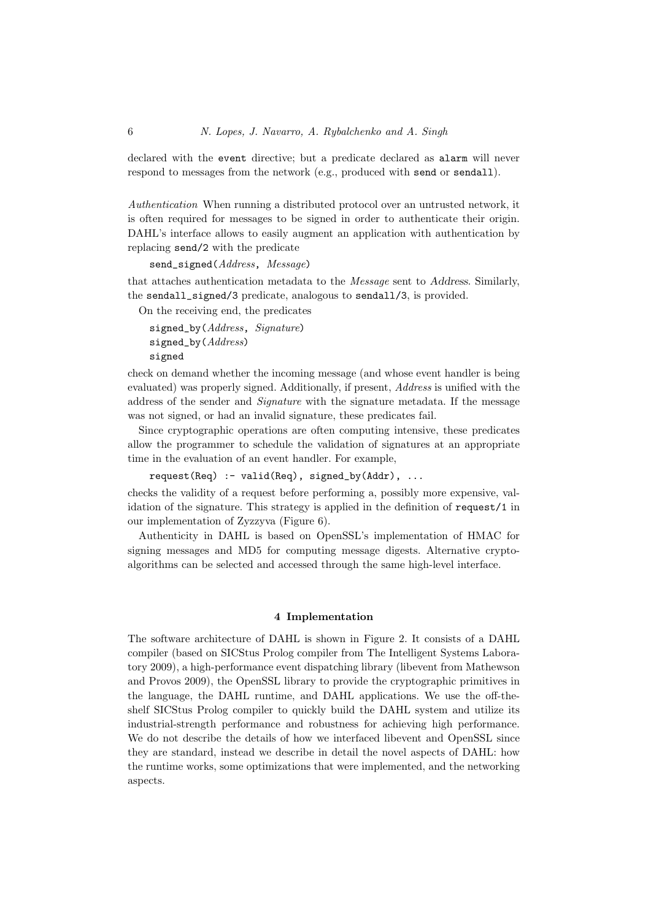declared with the `event` directive; but a predicate declared as `alarm` will never respond to messages from the network (e.g., produced with `send` or `sendall`).

*Authentication* When running a distributed protocol over an untrusted network, it is often required for messages to be signed in order to authenticate their origin. DAHL's interface allows to easily augment an application with authentication by replacing `send/2` with the predicate

```
send_signed(Address, Message)
```

that attaches authentication metadata to the *Message* sent to Address. Similarly, the `sendall_signed/3` predicate, analogous to `sendall/3`, is provided.

On the receiving end, the predicates

```
signed_by(Address, Signature)
signed_by(Address)
signed
```

check on demand whether the incoming message (and whose event handler is being evaluated) was properly signed. Additionally, if present, *Address* is unified with the address of the sender and *Signature* with the signature metadata. If the message was not signed, or had an invalid signature, these predicates fail.

Since cryptographic operations are often computing intensive, these predicates allow the programmer to schedule the validation of signatures at an appropriate time in the evaluation of an event handler. For example,

```
request(Req) :- valid(Req), signed_by(Addr), ...
```

checks the validity of a request before performing a, possibly more expensive, validation of the signature. This strategy is applied in the definition of `request/1` in our implementation of Zyzzyva (Figure 6).

Authenticity in DAHL is based on OpenSSL's implementation of HMAC for signing messages and MD5 for computing message digests. Alternative crypto-algorithms can be selected and accessed through the same high-level interface.

## 4 Implementation

The software architecture of DAHL is shown in Figure 2. It consists of a DAHL compiler (based on SICStus Prolog compiler from The Intelligent Systems Laboratory 2009), a high-performance event dispatching library (libevent from Mathewson and Provos 2009), the OpenSSL library to provide the cryptographic primitives in the language, the DAHL runtime, and DAHL applications. We use the off-the-shelf SICStus Prolog compiler to quickly build the DAHL system and utilize its industrial-strength performance and robustness for achieving high performance. We do not describe the details of how we interfaced libevent and OpenSSL since they are standard, instead we describe in detail the novel aspects of DAHL: how the runtime works, some optimizations that were implemented, and the networking aspects.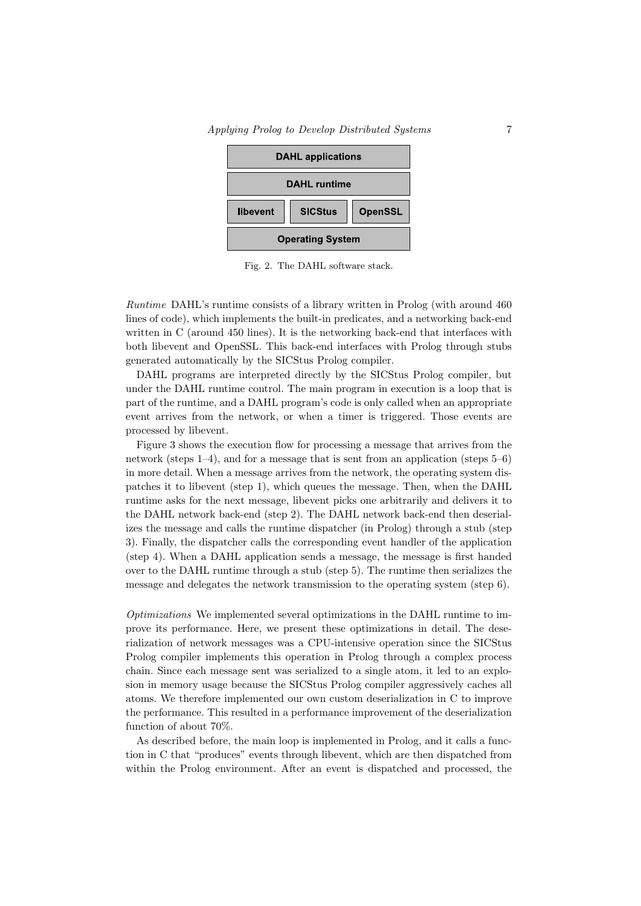DAHL applications

DAHL runtime

libevent | SICStus | OpenSSL

Operating System

Fig. 2. The DAHL software stack.

*Runtime* DAHL's runtime consists of a library written in Prolog (with around 460 lines of code), which implements the built-in predicates, and a networking back-end written in C (around 450 lines). It is the networking back-end that interfaces with both libevent and OpenSSL. This back-end interfaces with Prolog through stubs generated automatically by the SICStus Prolog compiler.

DAHL programs are interpreted directly by the SICStus Prolog compiler, but under the DAHL runtime control. The main program in execution is a loop that is part of the runtime, and a DAHL program's code is only called when an appropriate event arrives from the network, or when a timer is triggered. Those events are processed by libevent.

Figure 3 shows the execution flow for processing a message that arrives from the network (steps 1–4), and for a message that is sent from an application (steps 5–6) in more detail. When a message arrives from the network, the operating system dispatches it to libevent (step 1), which queues the message. Then, when the DAHL runtime asks for the next message, libevent picks one arbitrarily and delivers it to the DAHL network back-end (step 2). The DAHL network back-end then deserializes the message and calls the runtime dispatcher (in Prolog) through a stub (step 3). Finally, the dispatcher calls the corresponding event handler of the application (step 4). When a DAHL application sends a message, the message is first handed over to the DAHL runtime through a stub (step 5). The runtime then serializes the message and delegates the network transmission to the operating system (step 6).

*Optimizations* We implemented several optimizations in the DAHL runtime to improve its performance. Here, we present these optimizations in detail. The deserialization of network messages was a CPU-intensive operation since the SICStus Prolog compiler implements this operation in Prolog through a complex process chain. Since each message sent was serialized to a single atom, it led to an explosion in memory usage because the SICStus Prolog compiler aggressively caches all atoms. We therefore implemented our own custom deserialization in C to improve the performance. This resulted in a performance improvement of the deserialization function of about 70%.

As described before, the main loop is implemented in Prolog, and it calls a function in C that "produces" events through libevent, which are then dispatched from within the Prolog environment. After an event is dispatched and processed, the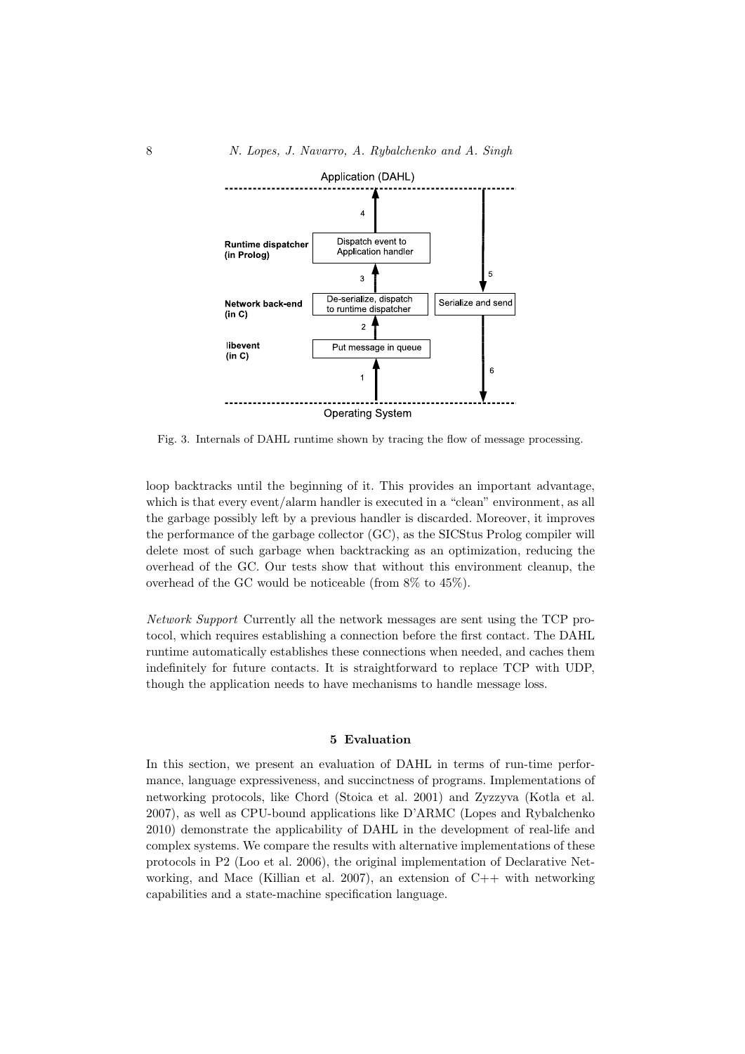Fig. 3. Internals of DAHL runtime shown by tracing the flow of message processing.

loop backtracks until the beginning of it. This provides an important advantage, which is that every event/alarm handler is executed in a "clean" environment, as all the garbage possibly left by a previous handler is discarded. Moreover, it improves the performance of the garbage collector (GC), as the SICStus Prolog compiler will delete most of such garbage when backtracking as an optimization, reducing the overhead of the GC. Our tests show that without this environment cleanup, the overhead of the GC would be noticeable (from 8% to 45%).

*Network Support* Currently all the network messages are sent using the TCP protocol, which requires establishing a connection before the first contact. The DAHL runtime automatically establishes these connections when needed, and caches them indefinitely for future contacts. It is straightforward to replace TCP with UDP, though the application needs to have mechanisms to handle message loss.

## 5 Evaluation

In this section, we present an evaluation of DAHL in terms of run-time performance, language expressiveness, and succinctness of programs. Implementations of networking protocols, like Chord (Stoica et al. 2001) and Zyzzyva (Kotla et al. 2007), as well as CPU-bound applications like D'ARMC (Lopes and Rybalchenko 2010) demonstrate the applicability of DAHL in the development of real-life and complex systems. We compare the results with alternative implementations of these protocols in P2 (Loo et al. 2006), the original implementation of Declarative Networking, and Mace (Killian et al. 2007), an extension of C++ with networking capabilities and a state-machine specification language.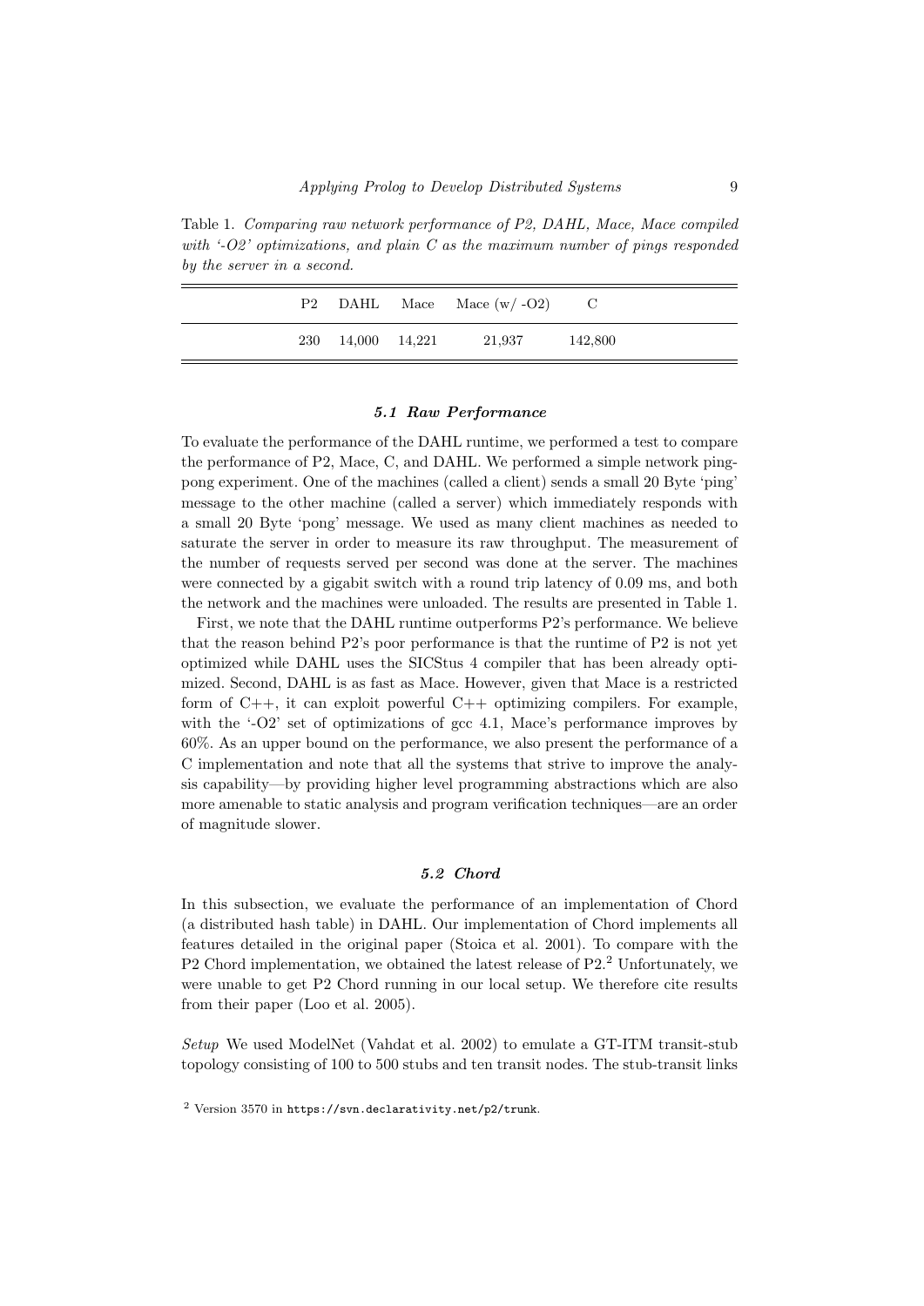Table 1. *Comparing raw network performance of P2, DAHL, Mace, Mace compiled with '-O2' optimizations, and plain C as the maximum number of pings responded by the server in a second.*

| P2 | DAHL | Mace | Mace (w/ -O2) | C |
|---|---|---|---|---|
| 230 | 14,000 | 14,221 | 21,937 | 142,800 |

### *5.1 Raw Performance*

To evaluate the performance of the DAHL runtime, we performed a test to compare the performance of P2, Mace, C, and DAHL. We performed a simple network ping-pong experiment. One of the machines (called a client) sends a small 20 Byte 'ping' message to the other machine (called a server) which immediately responds with a small 20 Byte 'pong' message. We used as many client machines as needed to saturate the server in order to measure its raw throughput. The measurement of the number of requests served per second was done at the server. The machines were connected by a gigabit switch with a round trip latency of 0.09 ms, and both the network and the machines were unloaded. The results are presented in Table 1.

First, we note that the DAHL runtime outperforms P2's performance. We believe that the reason behind P2's poor performance is that the runtime of P2 is not yet optimized while DAHL uses the SICStus 4 compiler that has been already optimized. Second, DAHL is as fast as Mace. However, given that Mace is a restricted form of C++, it can exploit powerful C++ optimizing compilers. For example, with the '-O2' set of optimizations of gcc 4.1, Mace's performance improves by 60%. As an upper bound on the performance, we also present the performance of a C implementation and note that all the systems that strive to improve the analysis capability—by providing higher level programming abstractions which are also more amenable to static analysis and program verification techniques—are an order of magnitude slower.

### *5.2 Chord*

In this subsection, we evaluate the performance of an implementation of Chord (a distributed hash table) in DAHL. Our implementation of Chord implements all features detailed in the original paper (Stoica et al. 2001). To compare with the P2 Chord implementation, we obtained the latest release of P2.[2] Unfortunately, we were unable to get P2 Chord running in our local setup. We therefore cite results from their paper (Loo et al. 2005).

*Setup* We used ModelNet (Vahdat et al. 2002) to emulate a GT-ITM transit-stub topology consisting of 100 to 500 stubs and ten transit nodes. The stub-transit links

[2] Version 3570 in `https://svn.declarativity.net/p2/trunk`.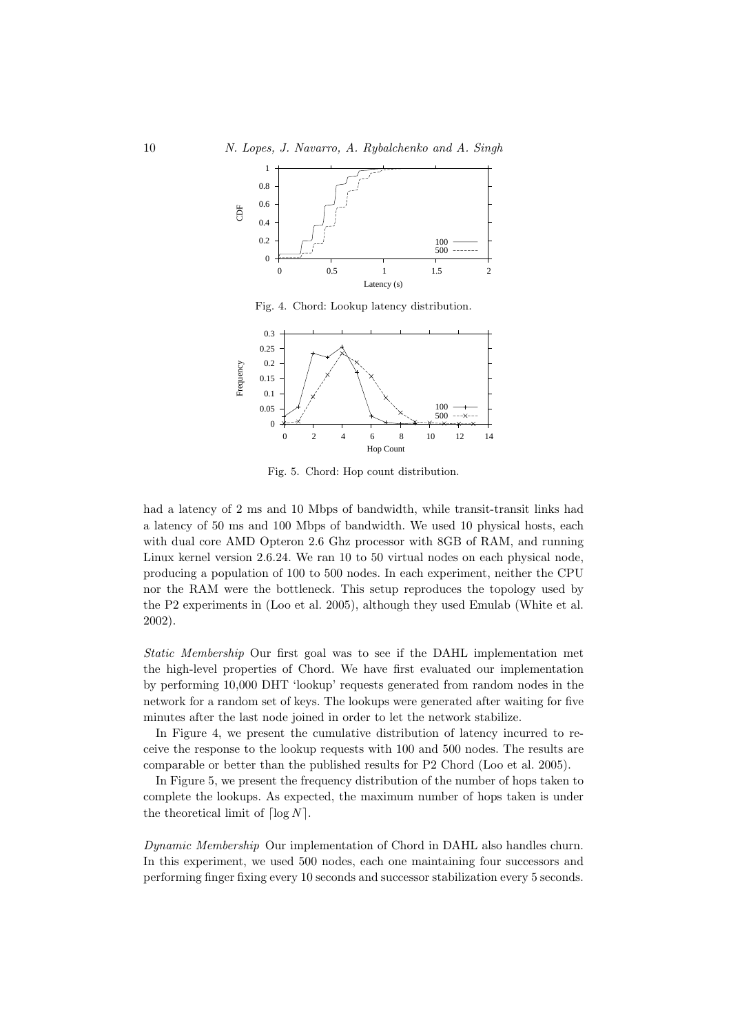Fig. 4. Chord: Lookup latency distribution.

Fig. 5. Chord: Hop count distribution.

had a latency of 2 ms and 10 Mbps of bandwidth, while transit-transit links had a latency of 50 ms and 100 Mbps of bandwidth. We used 10 physical hosts, each with dual core AMD Opteron 2.6 Ghz processor with 8GB of RAM, and running Linux kernel version 2.6.24. We ran 10 to 50 virtual nodes on each physical node, producing a population of 100 to 500 nodes. In each experiment, neither the CPU nor the RAM were the bottleneck. This setup reproduces the topology used by the P2 experiments in (Loo et al. 2005), although they used Emulab (White et al. 2002).

*Static Membership* Our first goal was to see if the DAHL implementation met the high-level properties of Chord. We have first evaluated our implementation by performing 10,000 DHT 'lookup' requests generated from random nodes in the network for a random set of keys. The lookups were generated after waiting for five minutes after the last node joined in order to let the network stabilize.

In Figure 4, we present the cumulative distribution of latency incurred to receive the response to the lookup requests with 100 and 500 nodes. The results are comparable or better than the published results for P2 Chord (Loo et al. 2005).

In Figure 5, we present the frequency distribution of the number of hops taken to complete the lookups. As expected, the maximum number of hops taken is under the theoretical limit of $\lceil \log N \rceil$.

*Dynamic Membership* Our implementation of Chord in DAHL also handles churn. In this experiment, we used 500 nodes, each one maintaining four successors and performing finger fixing every 10 seconds and successor stabilization every 5 seconds.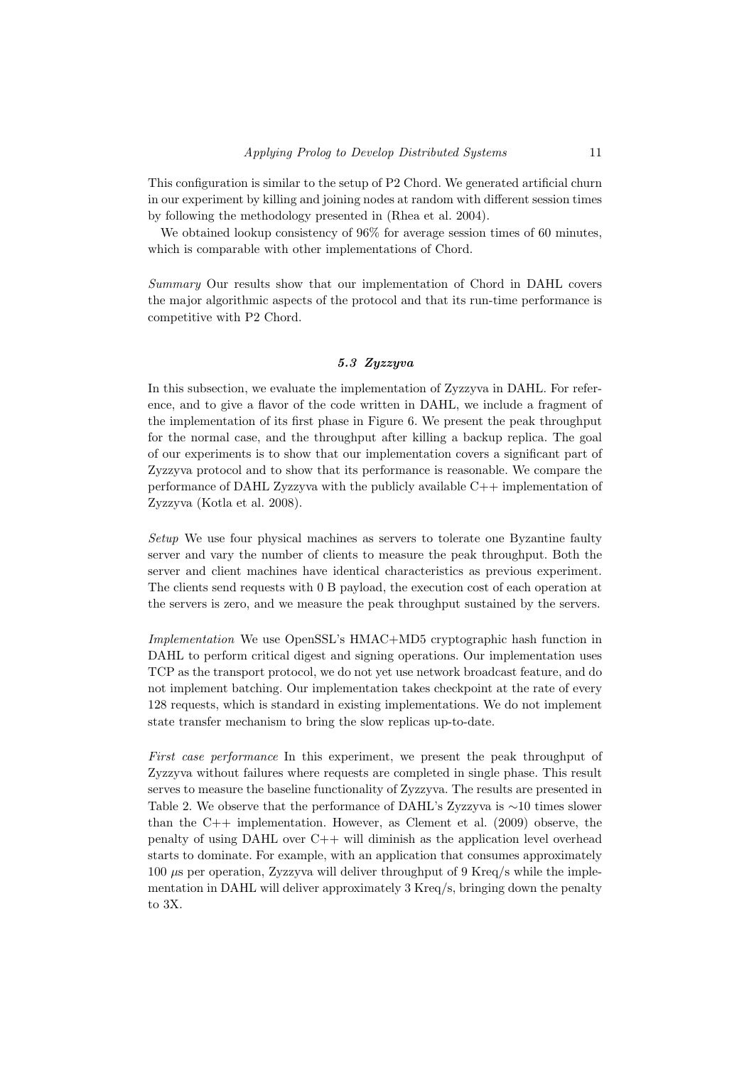This configuration is similar to the setup of P2 Chord. We generated artificial churn in our experiment by killing and joining nodes at random with different session times by following the methodology presented in (Rhea et al. 2004).

We obtained lookup consistency of 96% for average session times of 60 minutes, which is comparable with other implementations of Chord.

*Summary* Our results show that our implementation of Chord in DAHL covers the major algorithmic aspects of the protocol and that its run-time performance is competitive with P2 Chord.

### *5.3 Zyzzyva*

In this subsection, we evaluate the implementation of Zyzzyva in DAHL. For reference, and to give a flavor of the code written in DAHL, we include a fragment of the implementation of its first phase in Figure 6. We present the peak throughput for the normal case, and the throughput after killing a backup replica. The goal of our experiments is to show that our implementation covers a significant part of Zyzzyva protocol and to show that its performance is reasonable. We compare the performance of DAHL Zyzzyva with the publicly available C++ implementation of Zyzzyva (Kotla et al. 2008).

*Setup* We use four physical machines as servers to tolerate one Byzantine faulty server and vary the number of clients to measure the peak throughput. Both the server and client machines have identical characteristics as previous experiment. The clients send requests with 0 B payload, the execution cost of each operation at the servers is zero, and we measure the peak throughput sustained by the servers.

*Implementation* We use OpenSSL's HMAC+MD5 cryptographic hash function in DAHL to perform critical digest and signing operations. Our implementation uses TCP as the transport protocol, we do not yet use network broadcast feature, and do not implement batching. Our implementation takes checkpoint at the rate of every 128 requests, which is standard in existing implementations. We do not implement state transfer mechanism to bring the slow replicas up-to-date.

*First case performance* In this experiment, we present the peak throughput of Zyzzyva without failures where requests are completed in single phase. This result serves to measure the baseline functionality of Zyzzyva. The results are presented in Table 2. We observe that the performance of DAHL's Zyzzyva is $\sim$10 times slower than the C++ implementation. However, as Clement et al. (2009) observe, the penalty of using DAHL over C++ will diminish as the application level overhead starts to dominate. For example, with an application that consumes approximately 100 $\mu$s per operation, Zyzzyva will deliver throughput of 9 Kreq/s while the implementation in DAHL will deliver approximately 3 Kreq/s, bringing down the penalty to 3X.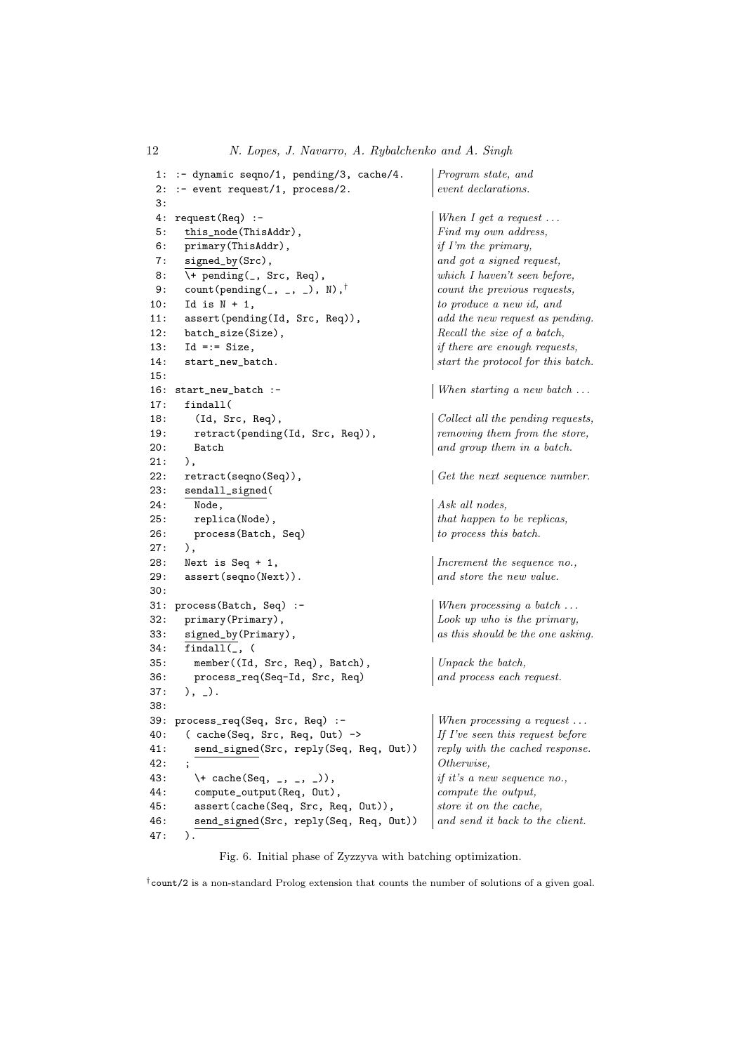```
 1: :- dynamic seqno/1, pending/3, cache/4.       | Program state, and
 2: :- event request/1, process/2.                | event declarations.
 3:
 4: request(Req) :-                               | When I get a request ...
 5:   this_node(ThisAddr),                        | Find my own address,
 6:   primary(ThisAddr),                          | if I'm the primary,
 7:   signed_by(Src),                             | and got a signed request,
 8:   \+ pending(_, Src, Req),                    | which I haven't seen before,
 9:   count(pending(_, _, _), N),†                | count the previous requests,
10:   Id is N + 1,                                | to produce a new id, and
11:   assert(pending(Id, Src, Req)),              | add the new request as pending.
12:   batch_size(Size),                           | Recall the size of a batch,
13:   Id =:= Size,                                | if there are enough requests,
14:   start_new_batch.                            | start the protocol for this batch.
15:
16: start_new_batch :-                            | When starting a new batch ...
17:   findall(
18:     (Id, Src, Req),                           | Collect all the pending requests,
19:     retract(pending(Id, Src, Req)),           | removing them from the store,
20:     Batch                                     | and group them in a batch.
21:   ),
22:   retract(seqno(Seq)),                        | Get the next sequence number.
23:   sendall_signed(
24:     Node,                                     | Ask all nodes,
25:     replica(Node),                            | that happen to be replicas,
26:     process(Batch, Seq)                       | to process this batch.
27:   ),
28:   Next is Seq + 1,                            | Increment the sequence no.,
29:   assert(seqno(Next)).                        | and store the new value.
30:
31: process(Batch, Seq) :-                        | When processing a batch ...
32:   primary(Primary),                           | Look up who is the primary,
33:   signed_by(Primary),                         | as this should be the one asking.
34:   findall(_, (
35:     member((Id, Src, Req), Batch),            | Unpack the batch,
36:     process_req(Seq-Id, Src, Req)             | and process each request.
37:   ), _).
38:
39: process_req(Seq, Src, Req) :-                 | When processing a request ...
40:   ( cache(Seq, Src, Req, Out) ->              | If I've seen this request before
41:     send_signed(Src, reply(Seq, Req, Out))    | reply with the cached response.
42:   ;                                           | Otherwise,
43:     \+ cache(Seq, _, _, _)),                  | if it's a new sequence no.,
44:     compute_output(Req, Out),                 | compute the output,
45:     assert(cache(Seq, Src, Req, Out)),        | store it on the cache,
46:     send_signed(Src, reply(Seq, Req, Out))    | and send it back to the client.
47:   ).
```

Fig. 6. Initial phase of Zyzzyva with batching optimization.

† `count/2` is a non-standard Prolog extension that counts the number of solutions of a given goal.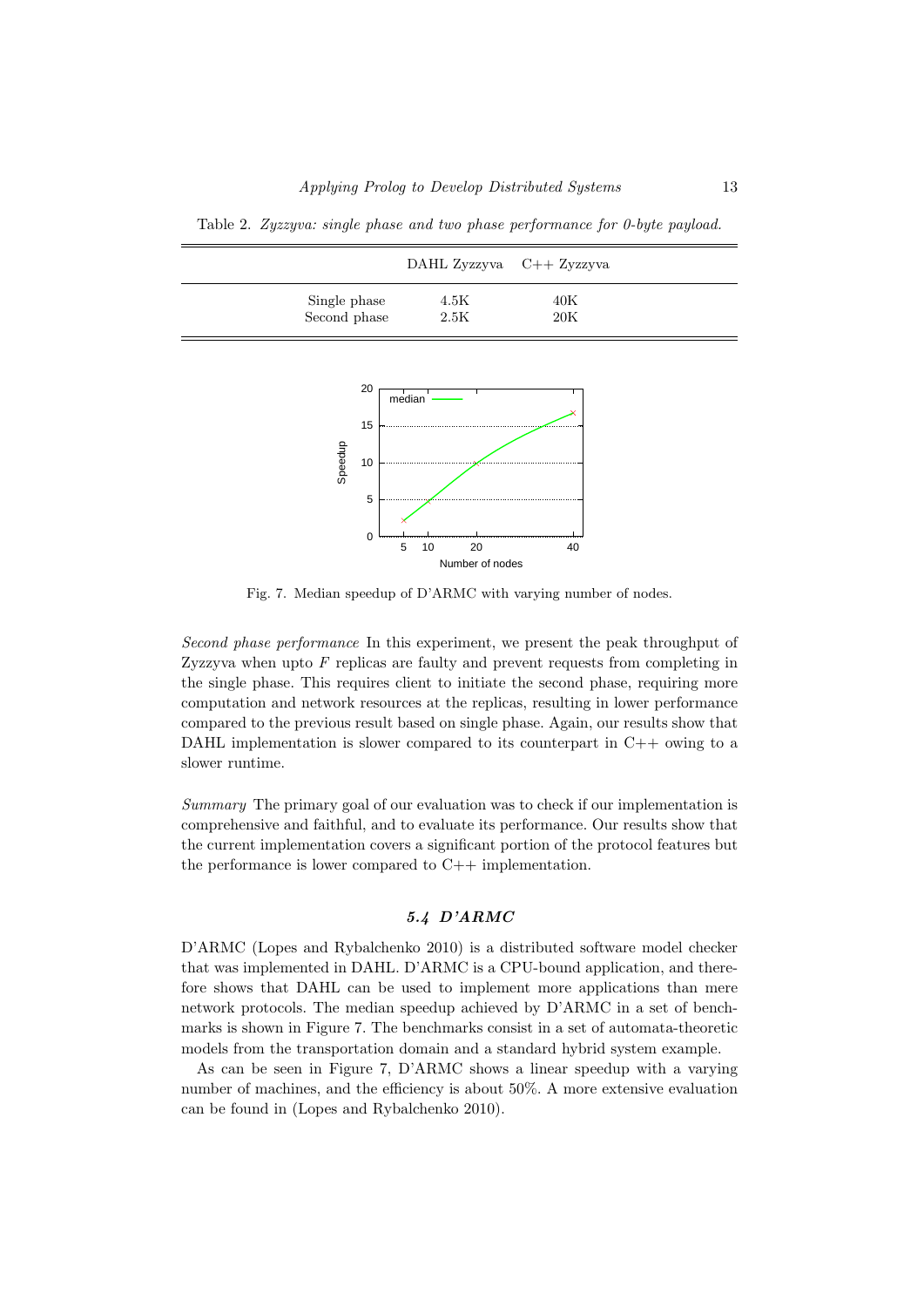Table 2. *Zyzzyva: single phase and two phase performance for 0-byte payload.*

| | DAHL Zyzzyva | C++ Zyzzyva |
|---|---|---|
| Single phase | 4.5K | 40K |
| Second phase | 2.5K | 20K |

Fig. 7. Median speedup of D'ARMC with varying number of nodes.

*Second phase performance* In this experiment, we present the peak throughput of Zyzzyva when upto $F$ replicas are faulty and prevent requests from completing in the single phase. This requires client to initiate the second phase, requiring more computation and network resources at the replicas, resulting in lower performance compared to the previous result based on single phase. Again, our results show that DAHL implementation is slower compared to its counterpart in C++ owing to a slower runtime.

*Summary* The primary goal of our evaluation was to check if our implementation is comprehensive and faithful, and to evaluate its performance. Our results show that the current implementation covers a significant portion of the protocol features but the performance is lower compared to C++ implementation.

### *5.4 D'ARMC*

D'ARMC (Lopes and Rybalchenko 2010) is a distributed software model checker that was implemented in DAHL. D'ARMC is a CPU-bound application, and therefore shows that DAHL can be used to implement more applications than mere network protocols. The median speedup achieved by D'ARMC in a set of benchmarks is shown in Figure 7. The benchmarks consist in a set of automata-theoretic models from the transportation domain and a standard hybrid system example.

As can be seen in Figure 7, D'ARMC shows a linear speedup with a varying number of machines, and the efficiency is about 50%. A more extensive evaluation can be found in (Lopes and Rybalchenko 2010).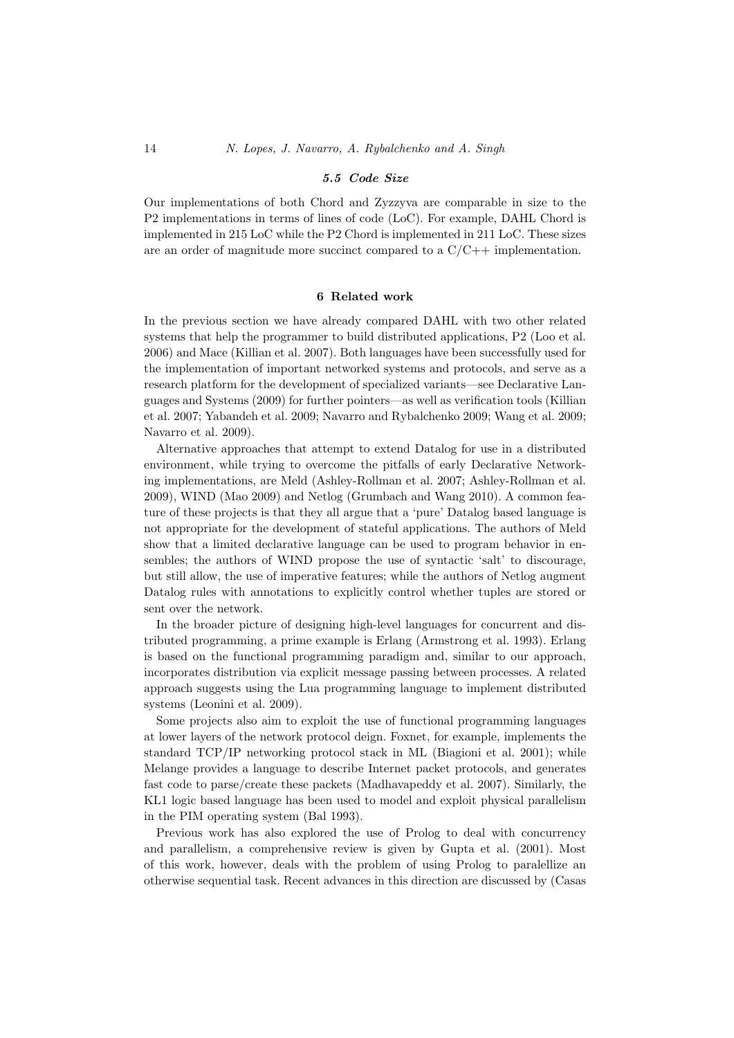### 5.5 *Code Size*

Our implementations of both Chord and Zyzzyva are comparable in size to the P2 implementations in terms of lines of code (LoC). For example, DAHL Chord is implemented in 215 LoC while the P2 Chord is implemented in 211 LoC. These sizes are an order of magnitude more succinct compared to a C/C++ implementation.

## 6 Related work

In the previous section we have already compared DAHL with two other related systems that help the programmer to build distributed applications, P2 (Loo et al. 2006) and Mace (Killian et al. 2007). Both languages have been successfully used for the implementation of important networked systems and protocols, and serve as a research platform for the development of specialized variants—see Declarative Languages and Systems (2009) for further pointers—as well as verification tools (Killian et al. 2007; Yabandeh et al. 2009; Navarro and Rybalchenko 2009; Wang et al. 2009; Navarro et al. 2009).

Alternative approaches that attempt to extend Datalog for use in a distributed environment, while trying to overcome the pitfalls of early Declarative Networking implementations, are Meld (Ashley-Rollman et al. 2007; Ashley-Rollman et al. 2009), WIND (Mao 2009) and Netlog (Grumbach and Wang 2010). A common feature of these projects is that they all argue that a 'pure' Datalog based language is not appropriate for the development of stateful applications. The authors of Meld show that a limited declarative language can be used to program behavior in ensembles; the authors of WIND propose the use of syntactic 'salt' to discourage, but still allow, the use of imperative features; while the authors of Netlog augment Datalog rules with annotations to explicitly control whether tuples are stored or sent over the network.

In the broader picture of designing high-level languages for concurrent and distributed programming, a prime example is Erlang (Armstrong et al. 1993). Erlang is based on the functional programming paradigm and, similar to our approach, incorporates distribution via explicit message passing between processes. A related approach suggests using the Lua programming language to implement distributed systems (Leonini et al. 2009).

Some projects also aim to exploit the use of functional programming languages at lower layers of the network protocol deign. Foxnet, for example, implements the standard TCP/IP networking protocol stack in ML (Biagioni et al. 2001); while Melange provides a language to describe Internet packet protocols, and generates fast code to parse/create these packets (Madhavapeddy et al. 2007). Similarly, the KL1 logic based language has been used to model and exploit physical parallelism in the PIM operating system (Bal 1993).

Previous work has also explored the use of Prolog to deal with concurrency and parallelism, a comprehensive review is given by Gupta et al. (2001). Most of this work, however, deals with the problem of using Prolog to paralellize an otherwise sequential task. Recent advances in this direction are discussed by (Casas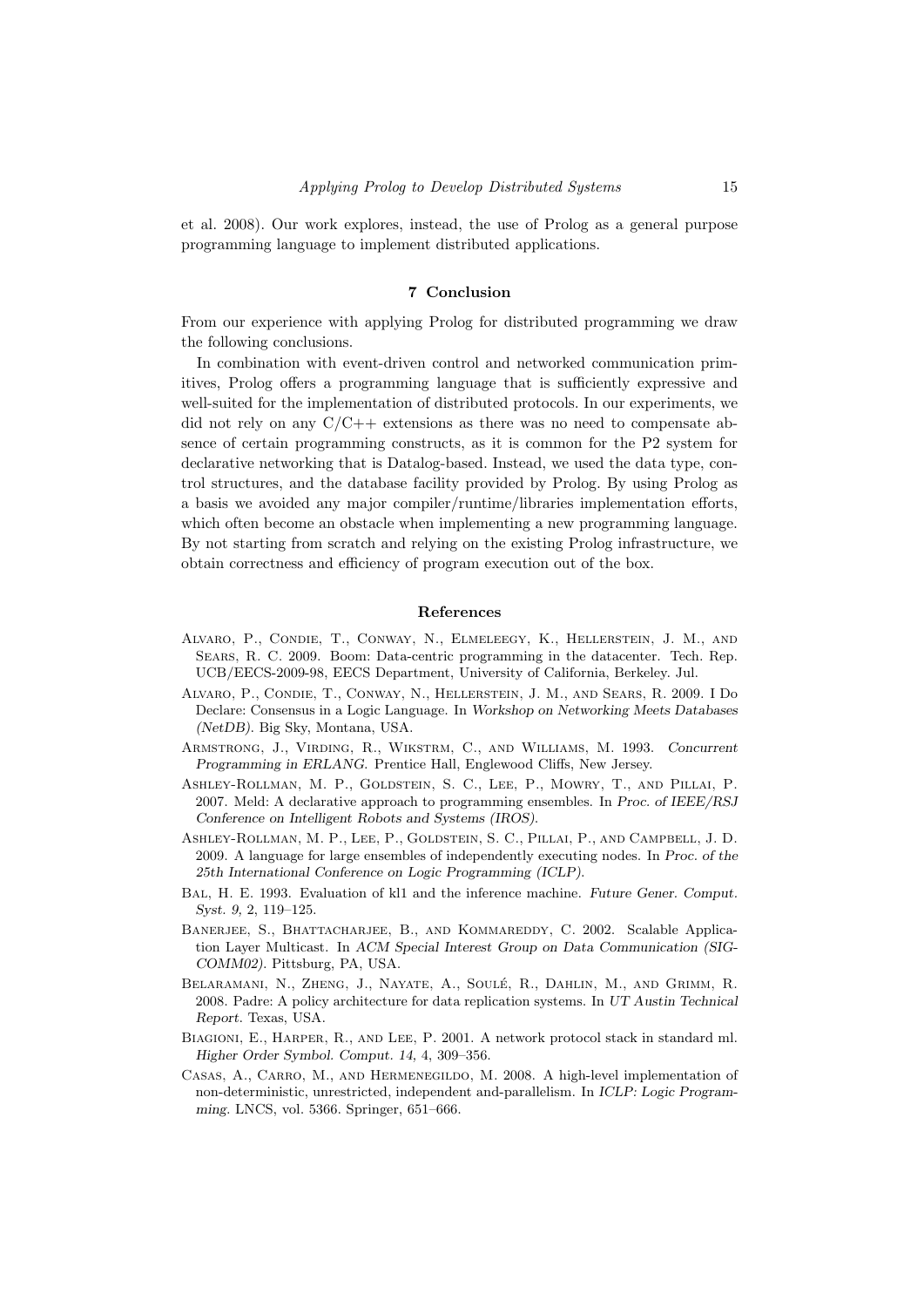et al. 2008). Our work explores, instead, the use of Prolog as a general purpose programming language to implement distributed applications.

## 7 Conclusion

From our experience with applying Prolog for distributed programming we draw the following conclusions.

In combination with event-driven control and networked communication primitives, Prolog offers a programming language that is sufficiently expressive and well-suited for the implementation of distributed protocols. In our experiments, we did not rely on any C/C++ extensions as there was no need to compensate absence of certain programming constructs, as it is common for the P2 system for declarative networking that is Datalog-based. Instead, we used the data type, control structures, and the database facility provided by Prolog. By using Prolog as a basis we avoided any major compiler/runtime/libraries implementation efforts, which often become an obstacle when implementing a new programming language. By not starting from scratch and relying on the existing Prolog infrastructure, we obtain correctness and efficiency of program execution out of the box.

## References

Alvaro, P., Condie, T., Conway, N., Elmeleegy, K., Hellerstein, J. M., and Sears, R. C. 2009. Boom: Data-centric programming in the datacenter. Tech. Rep. UCB/EECS-2009-98, EECS Department, University of California, Berkeley. Jul.

Alvaro, P., Condie, T., Conway, N., Hellerstein, J. M., and Sears, R. 2009. I Do Declare: Consensus in a Logic Language. In *Workshop on Networking Meets Databases (NetDB)*. Big Sky, Montana, USA.

Armstrong, J., Virding, R., Wikstrm, C., and Williams, M. 1993. *Concurrent Programming in ERLANG*. Prentice Hall, Englewood Cliffs, New Jersey.

Ashley-Rollman, M. P., Goldstein, S. C., Lee, P., Mowry, T., and Pillai, P. 2007. Meld: A declarative approach to programming ensembles. In *Proc. of IEEE/RSJ Conference on Intelligent Robots and Systems (IROS)*.

Ashley-Rollman, M. P., Lee, P., Goldstein, S. C., Pillai, P., and Campbell, J. D. 2009. A language for large ensembles of independently executing nodes. In *Proc. of the 25th International Conference on Logic Programming (ICLP)*.

Bal, H. E. 1993. Evaluation of kl1 and the inference machine. *Future Gener. Comput. Syst. 9,* 2, 119–125.

Banerjee, S., Bhattacharjee, B., and Kommareddy, C. 2002. Scalable Application Layer Multicast. In *ACM Special Interest Group on Data Communication (SIGCOMM02)*. Pittsburg, PA, USA.

Belaramani, N., Zheng, J., Nayate, A., Soulé, R., Dahlin, M., and Grimm, R. 2008. Padre: A policy architecture for data replication systems. In *UT Austin Technical Report*. Texas, USA.

Biagioni, E., Harper, R., and Lee, P. 2001. A network protocol stack in standard ml. *Higher Order Symbol. Comput. 14,* 4, 309–356.

Casas, A., Carro, M., and Hermenegildo, M. 2008. A high-level implementation of non-deterministic, unrestricted, independent and-parallelism. In *ICLP: Logic Programming*. LNCS, vol. 5366. Springer, 651–666.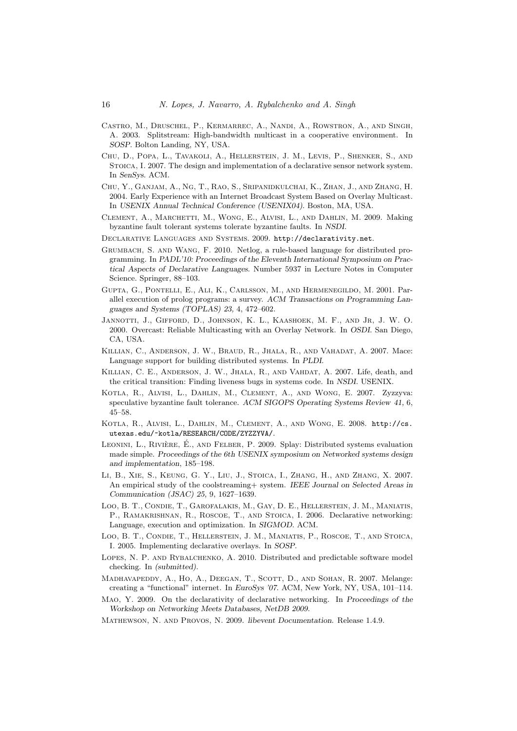Castro, M., Druschel, P., Kermarrec, A., Nandi, A., Rowstron, A., and Singh, A. 2003. Splitstream: High-bandwidth multicast in a cooperative environment. In *SOSP*. Bolton Landing, NY, USA.

Chu, D., Popa, L., Tavakoli, A., Hellerstein, J. M., Levis, P., Shenker, S., and Stoica, I. 2007. The design and implementation of a declarative sensor network system. In *SenSys*. ACM.

Chu, Y., Ganjam, A., Ng, T., Rao, S., Sripanidkulchai, K., Zhan, J., and Zhang, H. 2004. Early Experience with an Internet Broadcast System Based on Overlay Multicast. In *USENIX Annual Technical Conference (USENIX04)*. Boston, MA, USA.

Clement, A., Marchetti, M., Wong, E., Alvisi, L., and Dahlin, M. 2009. Making byzantine fault tolerant systems tolerate byzantine faults. In *NSDI*.

Declarative Languages and Systems. 2009. http://declarativity.net.

Grumbach, S. and Wang, F. 2010. Netlog, a rule-based language for distributed programming. In *PADL'10: Proceedings of the Eleventh International Symposium on Practical Aspects of Declarative Languages*. Number 5937 in Lecture Notes in Computer Science. Springer, 88–103.

Gupta, G., Pontelli, E., Ali, K., Carlsson, M., and Hermenegildo, M. 2001. Parallel execution of prolog programs: a survey. *ACM Transactions on Programming Languages and Systems (TOPLAS) 23,* 4, 472–602.

Jannotti, J., Gifford, D., Johnson, K. L., Kaashoek, M. F., and Jr, J. W. O. 2000. Overcast: Reliable Multicasting with an Overlay Network. In *OSDI*. San Diego, CA, USA.

Killian, C., Anderson, J. W., Braud, R., Jhala, R., and Vahadat, A. 2007. Mace: Language support for building distributed systems. In *PLDI*.

Killian, C. E., Anderson, J. W., Jhala, R., and Vahdat, A. 2007. Life, death, and the critical transition: Finding liveness bugs in systems code. In *NSDI*. USENIX.

Kotla, R., Alvisi, L., Dahlin, M., Clement, A., and Wong, E. 2007. Zyzzyva: speculative byzantine fault tolerance. *ACM SIGOPS Operating Systems Review 41,* 6, 45–58.

Kotla, R., Alvisi, L., Dahlin, M., Clement, A., and Wong, E. 2008. http://cs.utexas.edu/~kotla/RESEARCH/CODE/ZYZZYVA/.

Leonini, L., Rivière, É., and Felber, P. 2009. Splay: Distributed systems evaluation made simple. *Proceedings of the 6th USENIX symposium on Networked systems design and implementation*, 185–198.

Li, B., Xie, S., Keung, G. Y., Liu, J., Stoica, I., Zhang, H., and Zhang, X. 2007. An empirical study of the coolstreaming+ system. *IEEE Journal on Selected Areas in Communication (JSAC) 25,* 9, 1627–1639.

Loo, B. T., Condie, T., Garofalakis, M., Gay, D. E., Hellerstein, J. M., Maniatis, P., Ramakrishnan, R., Roscoe, T., and Stoica, I. 2006. Declarative networking: Language, execution and optimization. In *SIGMOD*. ACM.

Loo, B. T., Condie, T., Hellerstein, J. M., Maniatis, P., Roscoe, T., and Stoica, I. 2005. Implementing declarative overlays. In *SOSP*.

Lopes, N. P. and Rybalchenko, A. 2010. Distributed and predictable software model checking. In *(submitted)*.

Madhavapeddy, A., Ho, A., Deegan, T., Scott, D., and Sohan, R. 2007. Melange: creating a "functional" internet. In *EuroSys '07*. ACM, New York, NY, USA, 101–114.

Mao, Y. 2009. On the declarativity of declarative networking. In *Proceedings of the Workshop on Networking Meets Databases, NetDB 2009*.

Mathewson, N. and Provos, N. 2009. *libevent Documentation*. Release 1.4.9.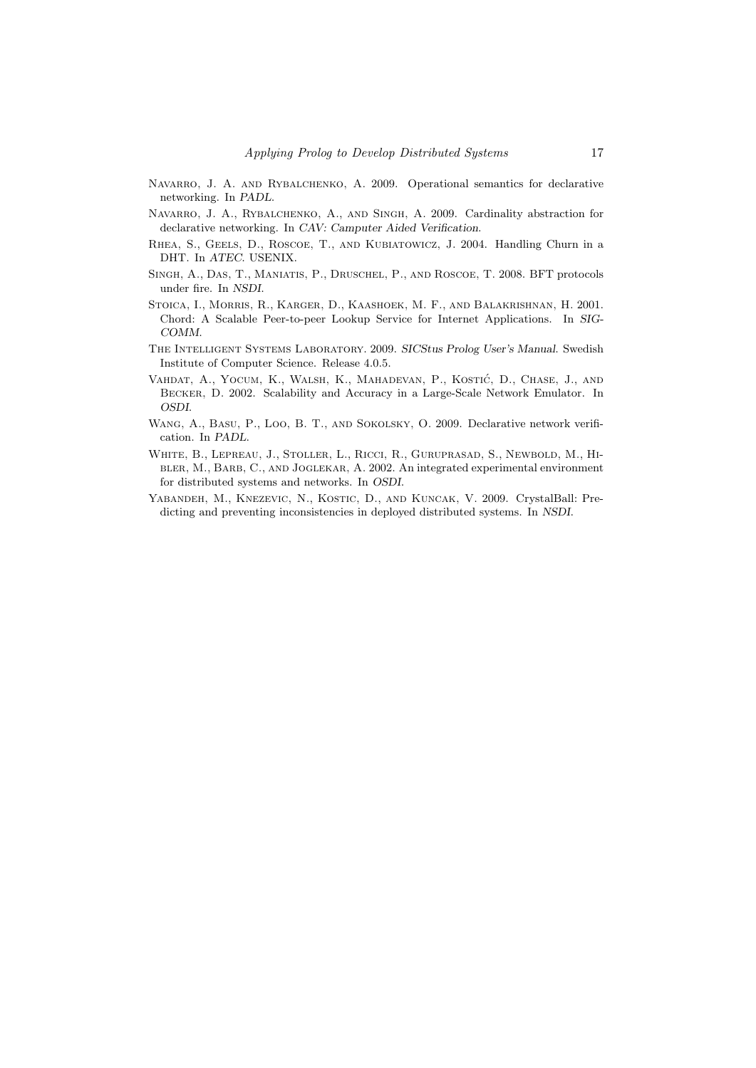Navarro, J. A. and Rybalchenko, A. 2009. Operational semantics for declarative networking. In *PADL*.

Navarro, J. A., Rybalchenko, A., and Singh, A. 2009. Cardinality abstraction for declarative networking. In *CAV: Camputer Aided Verification*.

Rhea, S., Geels, D., Roscoe, T., and Kubiatowicz, J. 2004. Handling Churn in a DHT. In *ATEC*. USENIX.

Singh, A., Das, T., Maniatis, P., Druschel, P., and Roscoe, T. 2008. BFT protocols under fire. In *NSDI*.

Stoica, I., Morris, R., Karger, D., Kaashoek, M. F., and Balakrishnan, H. 2001. Chord: A Scalable Peer-to-peer Lookup Service for Internet Applications. In *SIGCOMM*.

The Intelligent Systems Laboratory. 2009. *SICStus Prolog User's Manual*. Swedish Institute of Computer Science. Release 4.0.5.

Vahdat, A., Yocum, K., Walsh, K., Mahadevan, P., Kostić, D., Chase, J., and Becker, D. 2002. Scalability and Accuracy in a Large-Scale Network Emulator. In *OSDI*.

Wang, A., Basu, P., Loo, B. T., and Sokolsky, O. 2009. Declarative network verification. In *PADL*.

White, B., Lepreau, J., Stoller, L., Ricci, R., Guruprasad, S., Newbold, M., Hibler, M., Barb, C., and Joglekar, A. 2002. An integrated experimental environment for distributed systems and networks. In *OSDI*.

Yabandeh, M., Knezevic, N., Kostic, D., and Kuncak, V. 2009. CrystalBall: Predicting and preventing inconsistencies in deployed distributed systems. In *NSDI*.